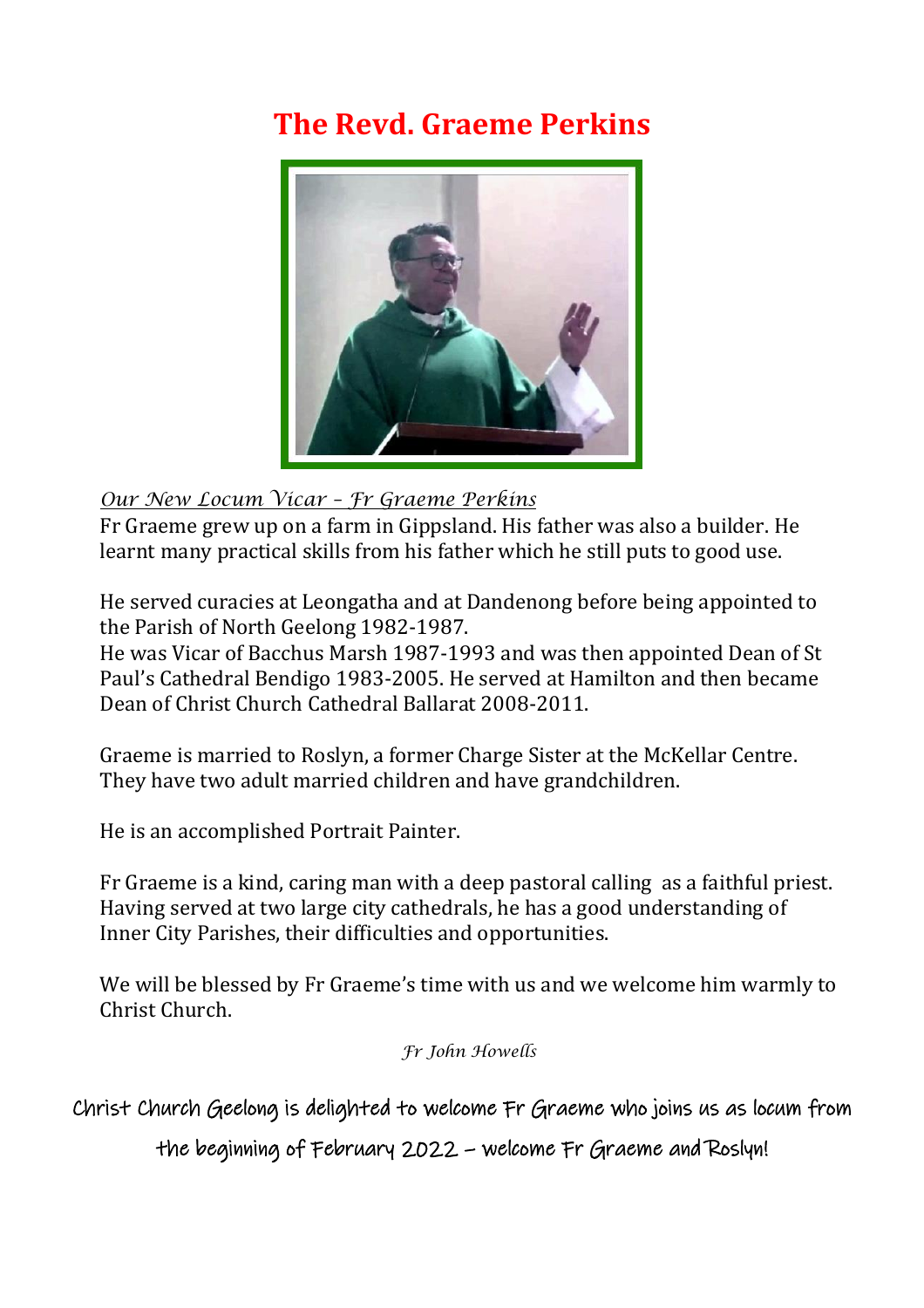# The Revd. Graeme Perkins

*<u>Our New Locum Vicar – Fr Graeme Perkins</u>*

Fr Graeme grew up on a farm in Gippsland. His father was also a builder. He learnt many practical skills from his father which he still puts to good use.

He served curacies at Leongatha and at Dandenong before being appointed to the Parish of North Geelong 1982-1987.
He was Vicar of Bacchus Marsh 1987-1993 and was then appointed Dean of St Paul's Cathedral Bendigo 1983-2005. He served at Hamilton and then became Dean of Christ Church Cathedral Ballarat 2008-2011.

Graeme is married to Roslyn, a former Charge Sister at the McKellar Centre. They have two adult married children and have grandchildren.

He is an accomplished Portrait Painter.

Fr Graeme is a kind, caring man with a deep pastoral calling as a faithful priest. Having served at two large city cathedrals, he has a good understanding of Inner City Parishes, their difficulties and opportunities.

We will be blessed by Fr Graeme's time with us and we welcome him warmly to Christ Church.

*Fr John Howells*

Christ Church Geelong is delighted to welcome Fr Graeme who joins us as locum from the beginning of February 2022 – welcome Fr Graeme and Roslyn!